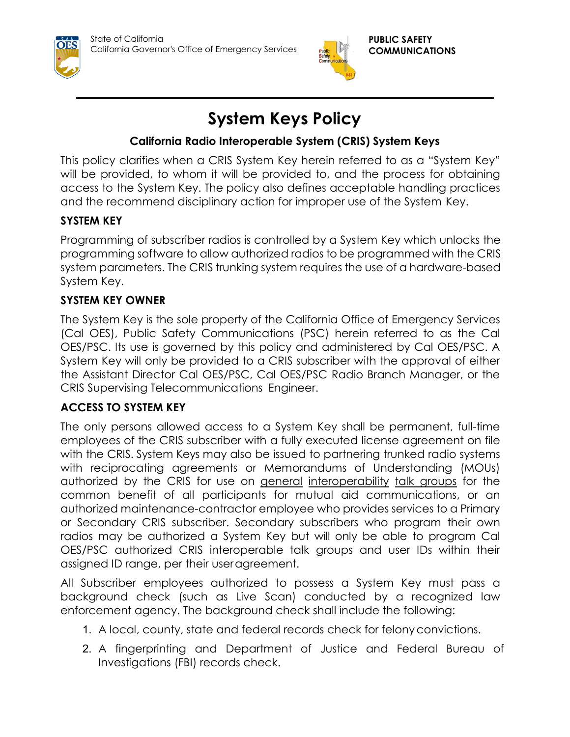State of California
California Governor's Office of Emergency Services

**PUBLIC SAFETY COMMUNICATIONS**

# System Keys Policy

### California Radio Interoperable System (CRIS) System Keys

This policy clarifies when a CRIS System Key herein referred to as a "System Key" will be provided, to whom it will be provided to, and the process for obtaining access to the System Key. The policy also defines acceptable handling practices and the recommend disciplinary action for improper use of the System Key.

## SYSTEM KEY

Programming of subscriber radios is controlled by a System Key which unlocks the programming software to allow authorized radios to be programmed with the CRIS system parameters. The CRIS trunking system requires the use of a hardware-based System Key.

## SYSTEM KEY OWNER

The System Key is the sole property of the California Office of Emergency Services (Cal OES), Public Safety Communications (PSC) herein referred to as the Cal OES/PSC. Its use is governed by this policy and administered by Cal OES/PSC. A System Key will only be provided to a CRIS subscriber with the approval of either the Assistant Director Cal OES/PSC, Cal OES/PSC Radio Branch Manager, or the CRIS Supervising Telecommunications Engineer.

## ACCESS TO SYSTEM KEY

The only persons allowed access to a System Key shall be permanent, full-time employees of the CRIS subscriber with a fully executed license agreement on file with the CRIS. System Keys may also be issued to partnering trunked radio systems with reciprocating agreements or Memorandums of Understanding (MOUs) authorized by the CRIS for use on general interoperability talk groups for the common benefit of all participants for mutual aid communications, or an authorized maintenance-contractor employee who provides services to a Primary or Secondary CRIS subscriber. Secondary subscribers who program their own radios may be authorized a System Key but will only be able to program Cal OES/PSC authorized CRIS interoperable talk groups and user IDs within their assigned ID range, per their user agreement.

All Subscriber employees authorized to possess a System Key must pass a background check (such as Live Scan) conducted by a recognized law enforcement agency. The background check shall include the following:

1. A local, county, state and federal records check for felony convictions.
2. A fingerprinting and Department of Justice and Federal Bureau of Investigations (FBI) records check.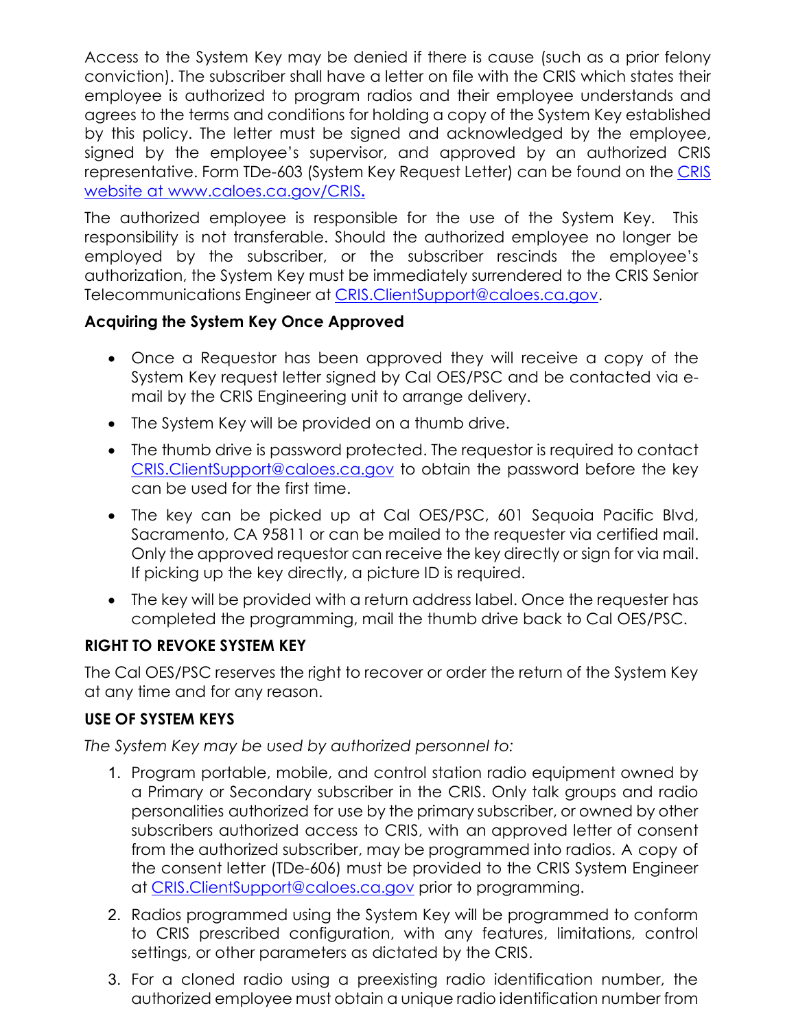Access to the System Key may be denied if there is cause (such as a prior felony conviction). The subscriber shall have a letter on file with the CRIS which states their employee is authorized to program radios and their employee understands and agrees to the terms and conditions for holding a copy of the System Key established by this policy. The letter must be signed and acknowledged by the employee, signed by the employee's supervisor, and approved by an authorized CRIS representative. Form TDe-603 (System Key Request Letter) can be found on the CRIS website at www.caloes.ca.gov/CRIS.

The authorized employee is responsible for the use of the System Key. This responsibility is not transferable. Should the authorized employee no longer be employed by the subscriber, or the subscriber rescinds the employee's authorization, the System Key must be immediately surrendered to the CRIS Senior Telecommunications Engineer at CRIS.ClientSupport@caloes.ca.gov.

**Acquiring the System Key Once Approved**

- Once a Requestor has been approved they will receive a copy of the System Key request letter signed by Cal OES/PSC and be contacted via e-mail by the CRIS Engineering unit to arrange delivery.
- The System Key will be provided on a thumb drive.
- The thumb drive is password protected. The requestor is required to contact CRIS.ClientSupport@caloes.ca.gov to obtain the password before the key can be used for the first time.
- The key can be picked up at Cal OES/PSC, 601 Sequoia Pacific Blvd, Sacramento, CA 95811 or can be mailed to the requester via certified mail. Only the approved requestor can receive the key directly or sign for via mail. If picking up the key directly, a picture ID is required.
- The key will be provided with a return address label. Once the requester has completed the programming, mail the thumb drive back to Cal OES/PSC.

**RIGHT TO REVOKE SYSTEM KEY**

The Cal OES/PSC reserves the right to recover or order the return of the System Key at any time and for any reason.

**USE OF SYSTEM KEYS**

*The System Key may be used by authorized personnel to:*

1. Program portable, mobile, and control station radio equipment owned by a Primary or Secondary subscriber in the CRIS. Only talk groups and radio personalities authorized for use by the primary subscriber, or owned by other subscribers authorized access to CRIS, with an approved letter of consent from the authorized subscriber, may be programmed into radios. A copy of the consent letter (TDe-606) must be provided to the CRIS System Engineer at CRIS.ClientSupport@caloes.ca.gov prior to programming.
2. Radios programmed using the System Key will be programmed to conform to CRIS prescribed configuration, with any features, limitations, control settings, or other parameters as dictated by the CRIS.
3. For a cloned radio using a preexisting radio identification number, the authorized employee must obtain a unique radio identification number from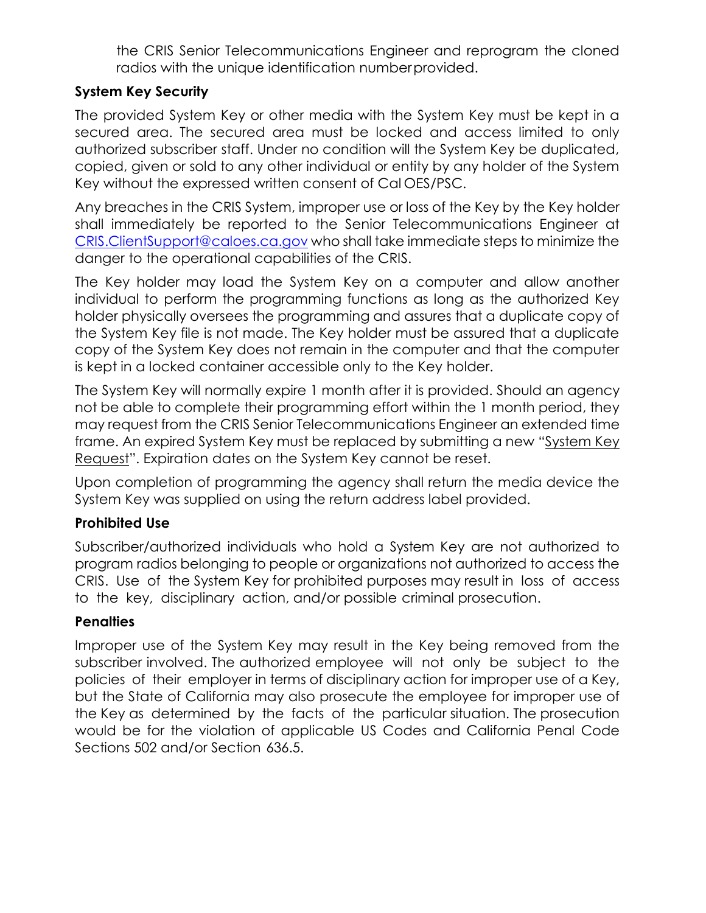the CRIS Senior Telecommunications Engineer and reprogram the cloned radios with the unique identification number provided.

**System Key Security**

The provided System Key or other media with the System Key must be kept in a secured area. The secured area must be locked and access limited to only authorized subscriber staff. Under no condition will the System Key be duplicated, copied, given or sold to any other individual or entity by any holder of the System Key without the expressed written consent of Cal OES/PSC.

Any breaches in the CRIS System, improper use or loss of the Key by the Key holder shall immediately be reported to the Senior Telecommunications Engineer at CRIS.ClientSupport@caloes.ca.gov who shall take immediate steps to minimize the danger to the operational capabilities of the CRIS.

The Key holder may load the System Key on a computer and allow another individual to perform the programming functions as long as the authorized Key holder physically oversees the programming and assures that a duplicate copy of the System Key file is not made. The Key holder must be assured that a duplicate copy of the System Key does not remain in the computer and that the computer is kept in a locked container accessible only to the Key holder.

The System Key will normally expire 1 month after it is provided. Should an agency not be able to complete their programming effort within the 1 month period, they may request from the CRIS Senior Telecommunications Engineer an extended time frame. An expired System Key must be replaced by submitting a new "System Key Request". Expiration dates on the System Key cannot be reset.

Upon completion of programming the agency shall return the media device the System Key was supplied on using the return address label provided.

**Prohibited Use**

Subscriber/authorized individuals who hold a System Key are not authorized to program radios belonging to people or organizations not authorized to access the CRIS. Use of the System Key for prohibited purposes may result in loss of access to the key, disciplinary action, and/or possible criminal prosecution.

**Penalties**

Improper use of the System Key may result in the Key being removed from the subscriber involved. The authorized employee will not only be subject to the policies of their employer in terms of disciplinary action for improper use of a Key, but the State of California may also prosecute the employee for improper use of the Key as determined by the facts of the particular situation. The prosecution would be for the violation of applicable US Codes and California Penal Code Sections 502 and/or Section 636.5.